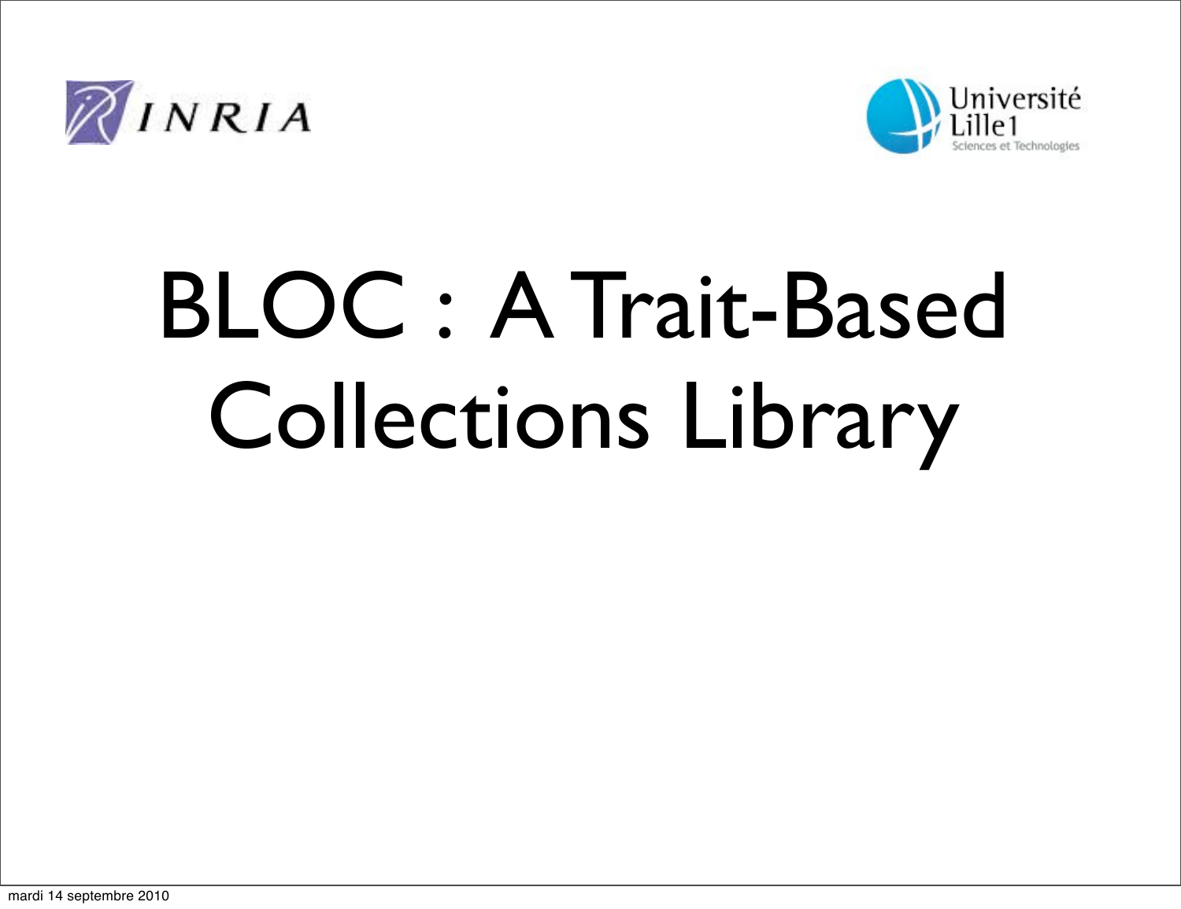INRIA

Université Lille1 Sciences et Technologies

# BLOC : A Trait-Based Collections Library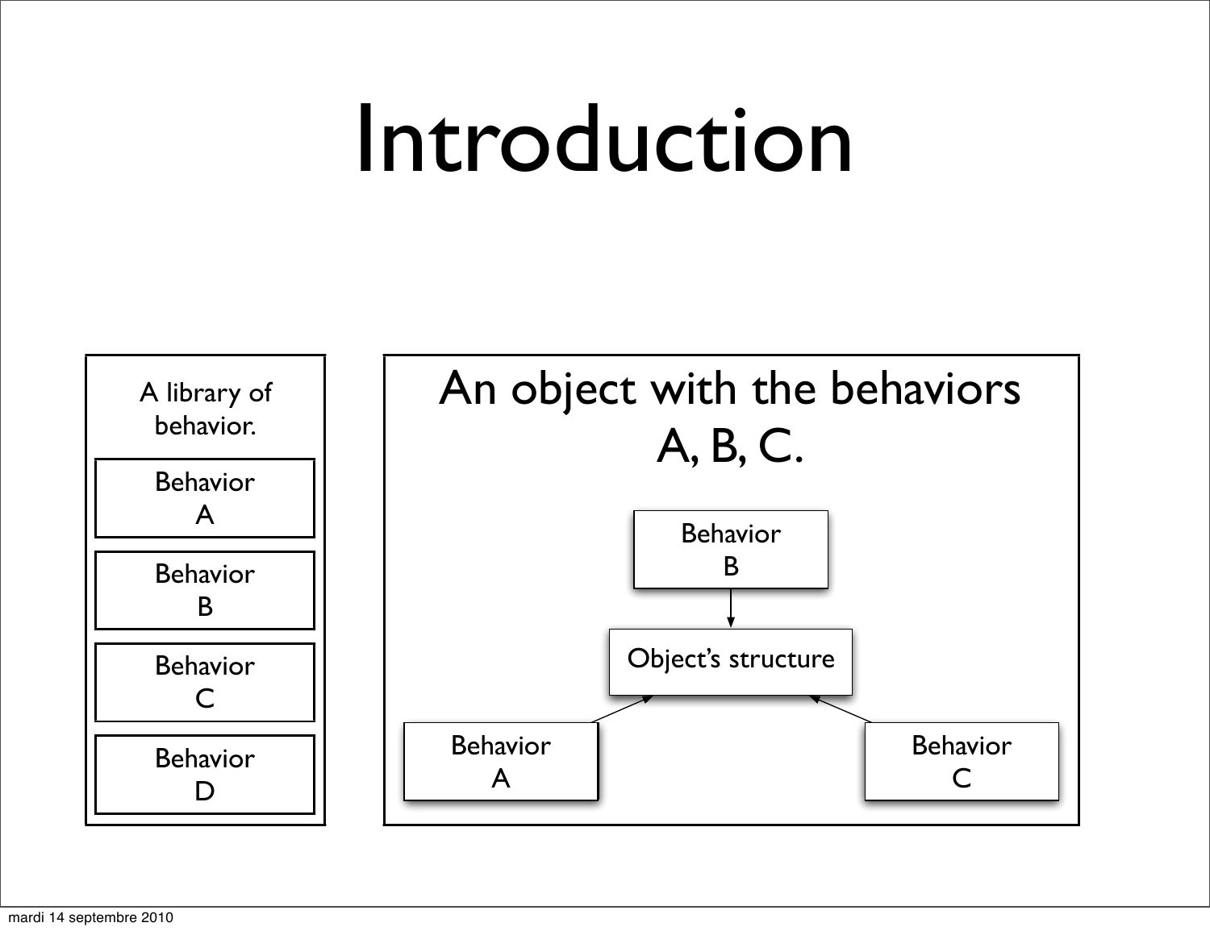# Introduction

A library of behavior.

- Behavior A
- Behavior B
- Behavior C
- Behavior D

An object with the behaviors A, B, C.

Behavior B

Object's structure

Behavior A

Behavior C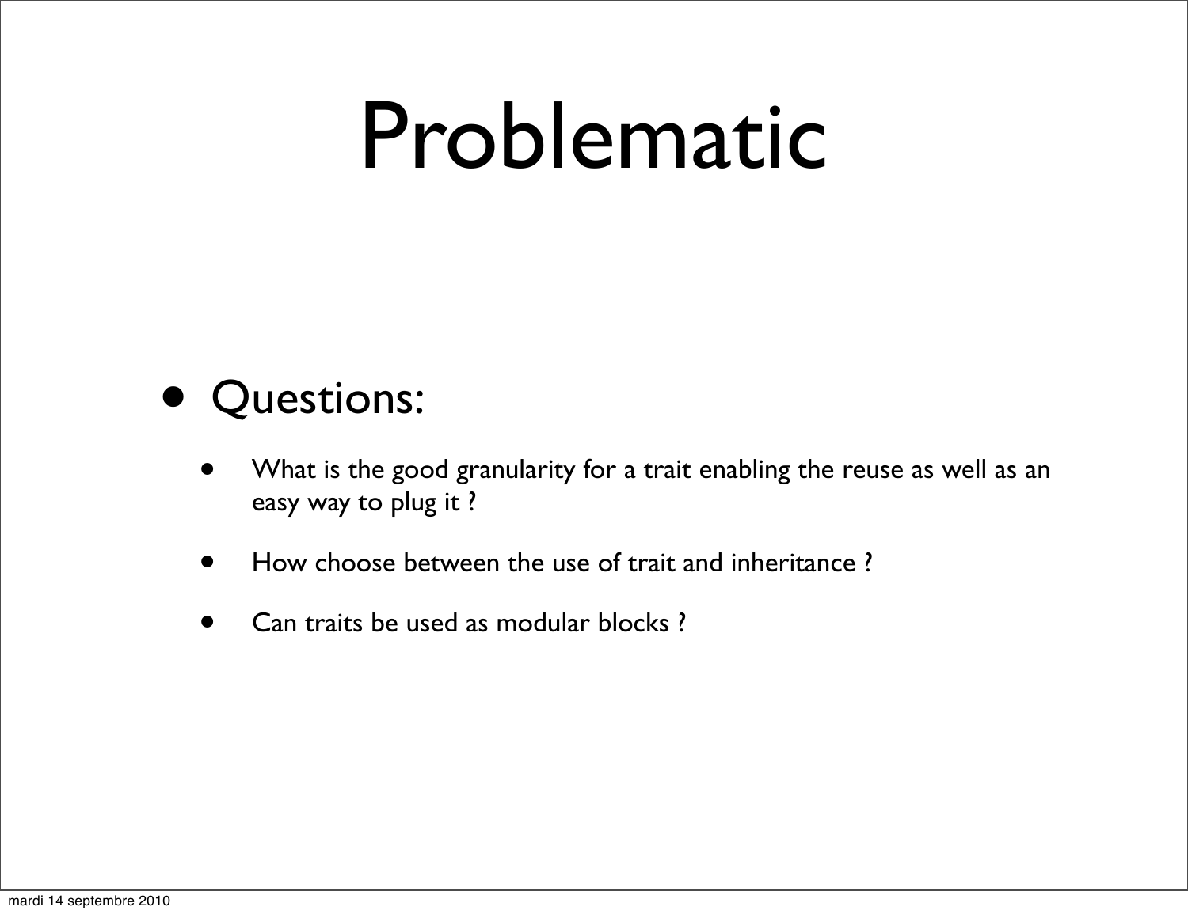# Problematic

- Questions:
  - What is the good granularity for a trait enabling the reuse as well as an easy way to plug it ?
  - How choose between the use of trait and inheritance ?
  - Can traits be used as modular blocks ?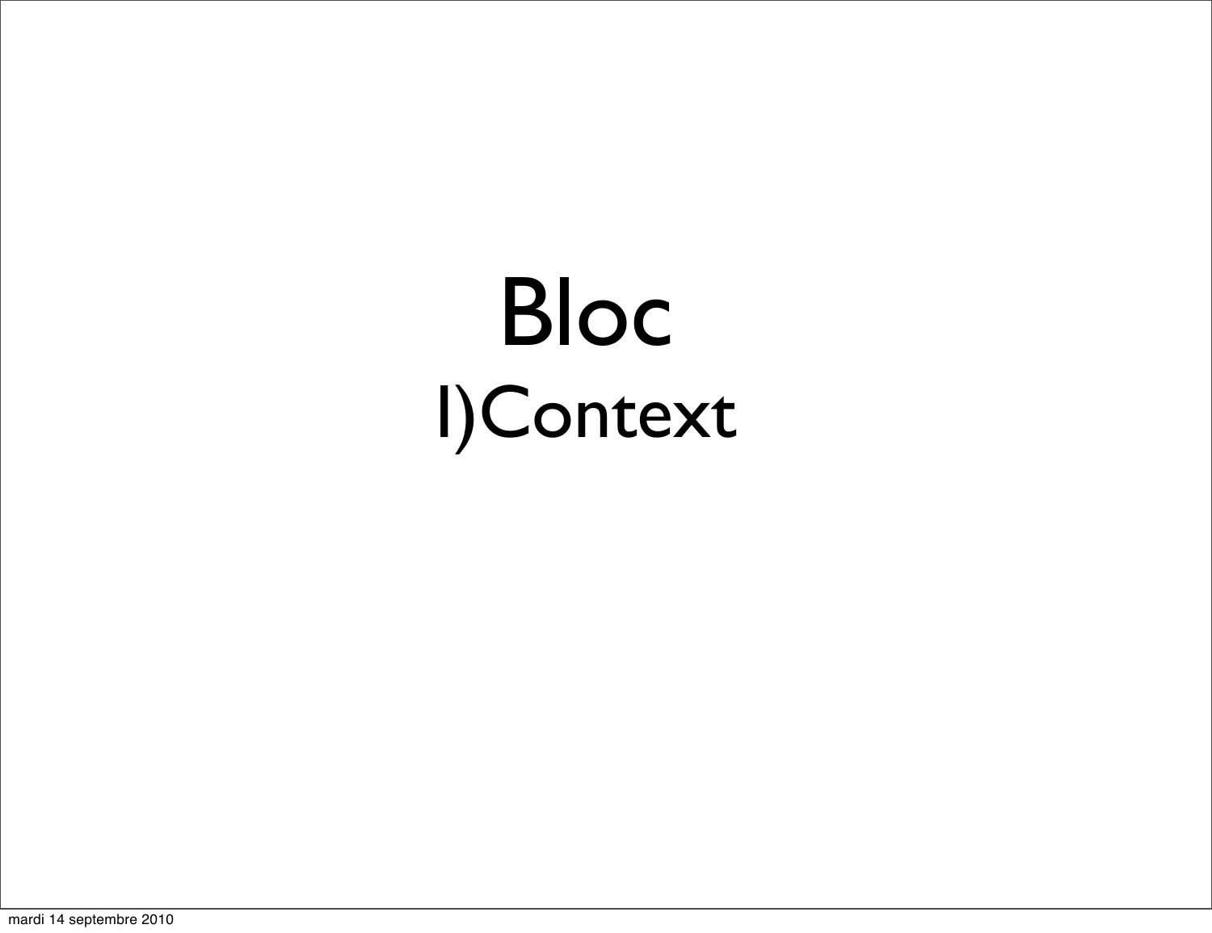# Bloc

## I)Context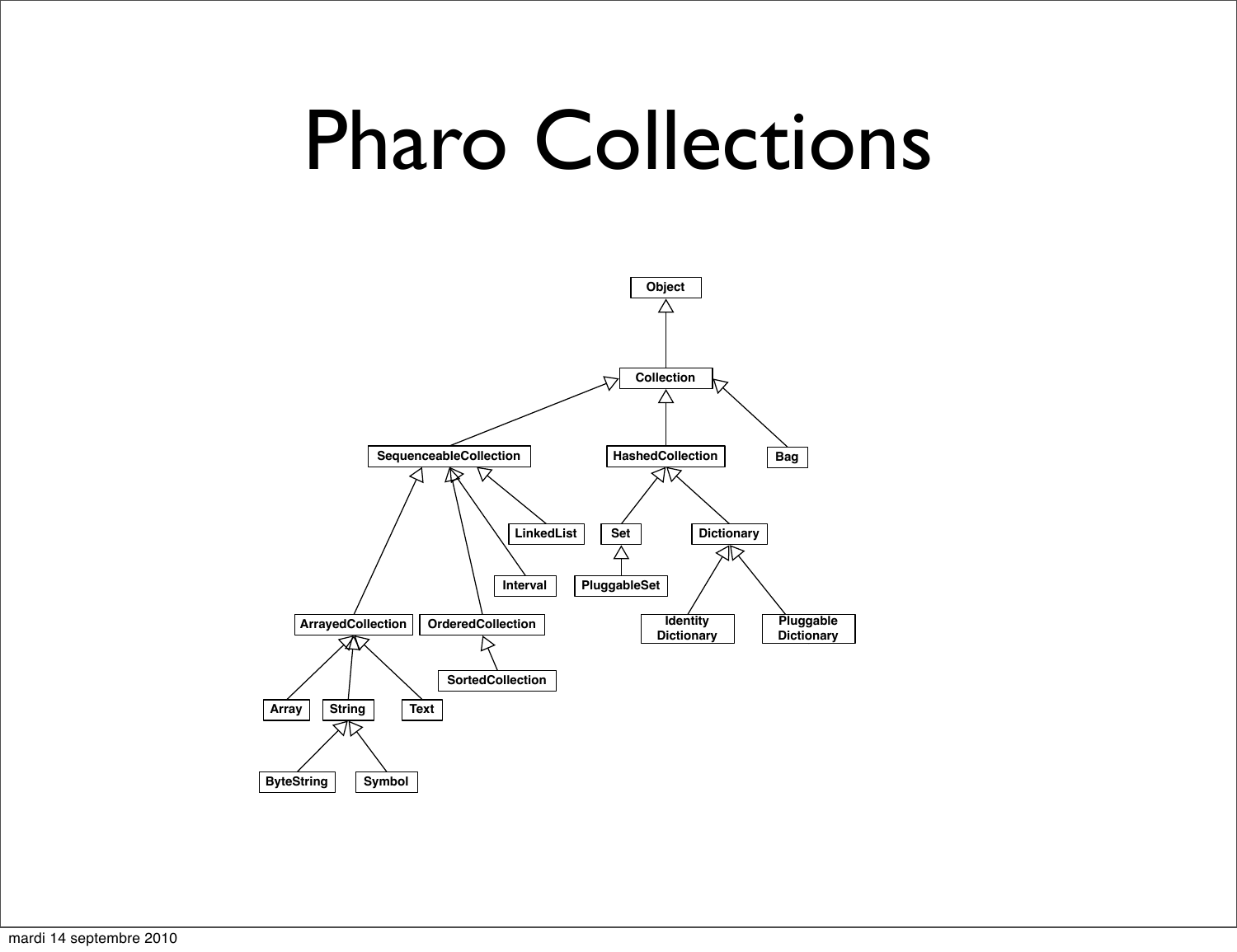# Pharo Collections

Object

Collection

SequenceableCollection

HashedCollection

Bag

LinkedList

Set

Dictionary

Interval

PluggableSet

ArrayedCollection

OrderedCollection

Identity Dictionary

Pluggable Dictionary

SortedCollection

Array

String

Text

ByteString

Symbol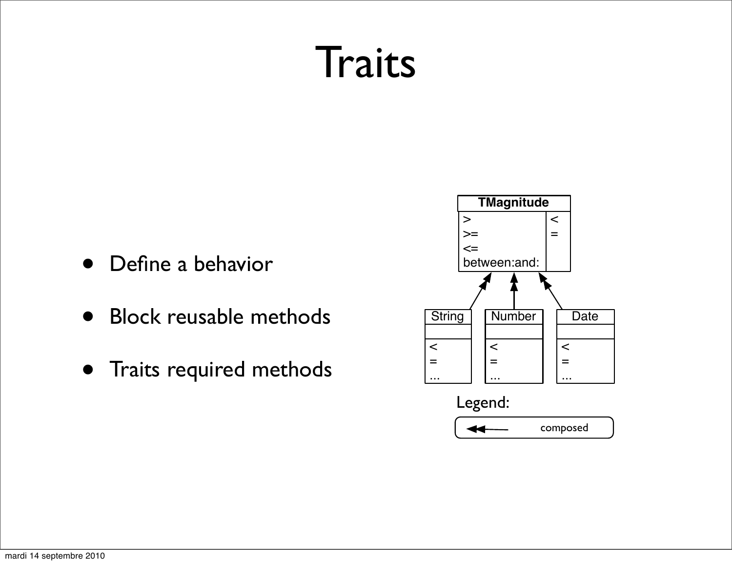# Traits

- Define a behavior
- Block reusable methods
- Traits required methods

TMagnitude

| Provided | Required |
| --- | --- |
| > | < |
| >= | = |
| <= | |
| between:and: | |

String: < = ...

Number: < = ...

Date: < = ...

Legend: composed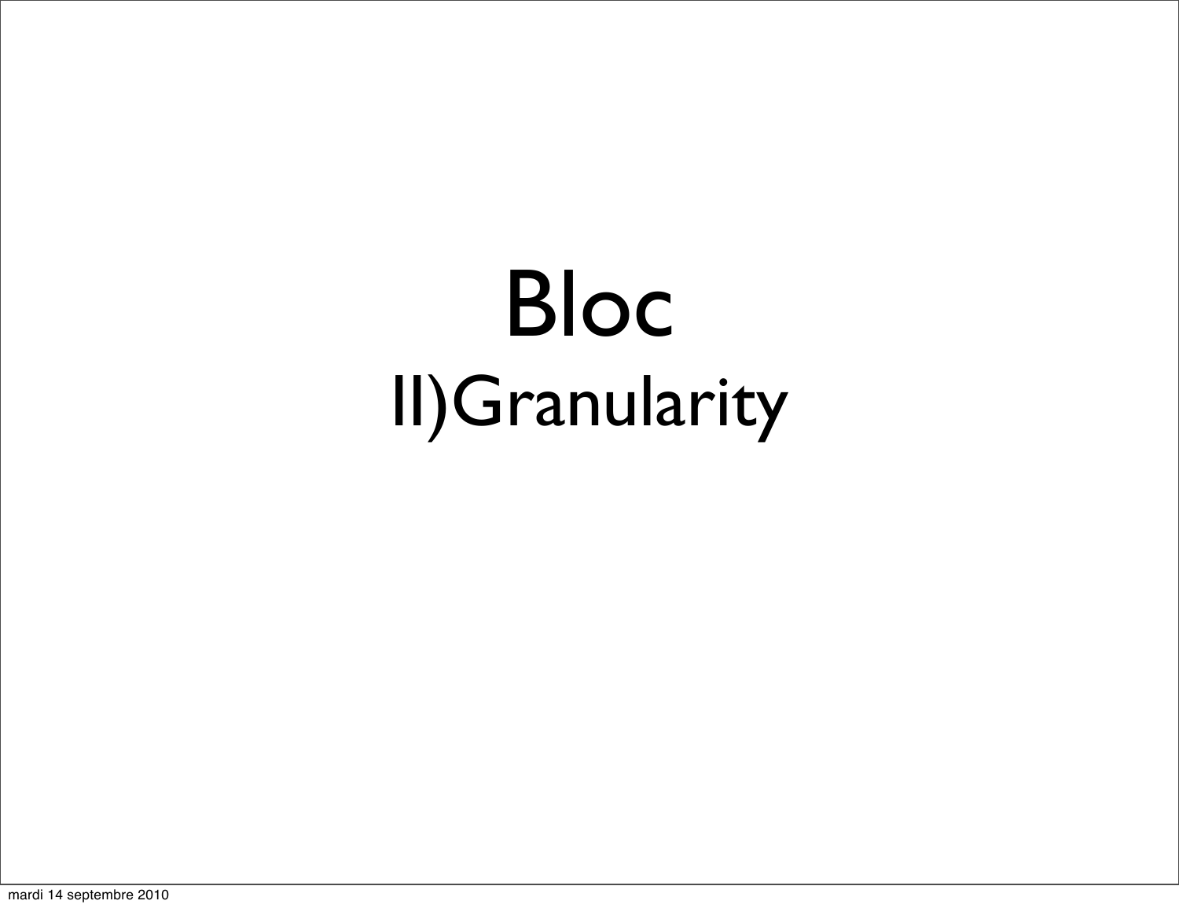# Bloc

## II)Granularity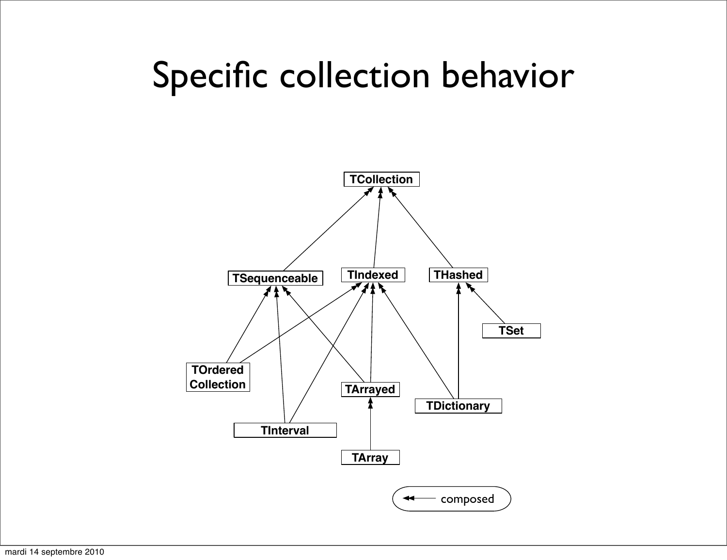# Specific collection behavior

TCollection

TSequenceable

TIndexed

THashed

TSet

TOrdered Collection

TArrayed

TDictionary

TInterval

TArray

composed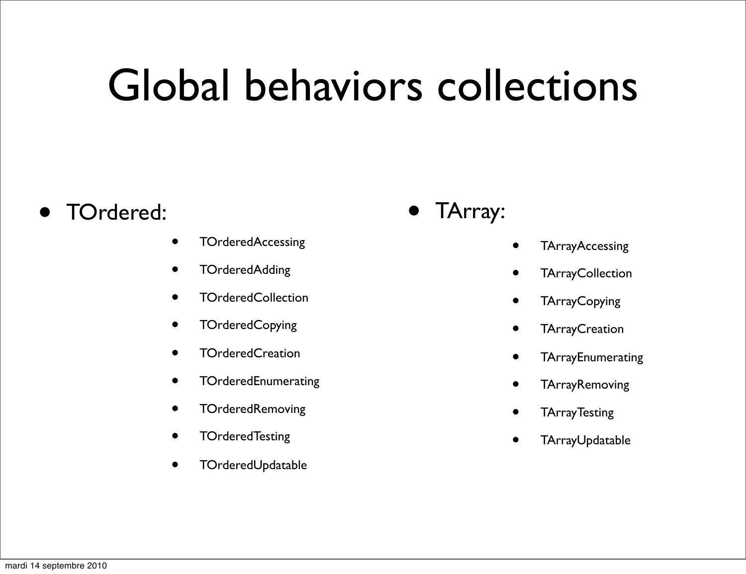# Global behaviors collections

- TOrdered:
  - TOrderedAccessing
  - TOrderedAdding
  - TOrderedCollection
  - TOrderedCopying
  - TOrderedCreation
  - TOrderedEnumerating
  - TOrderedRemoving
  - TOrderedTesting
  - TOrderedUpdatable
- TArray:
  - TArrayAccessing
  - TArrayCollection
  - TArrayCopying
  - TArrayCreation
  - TArrayEnumerating
  - TArrayRemoving
  - TArrayTesting
  - TArrayUpdatable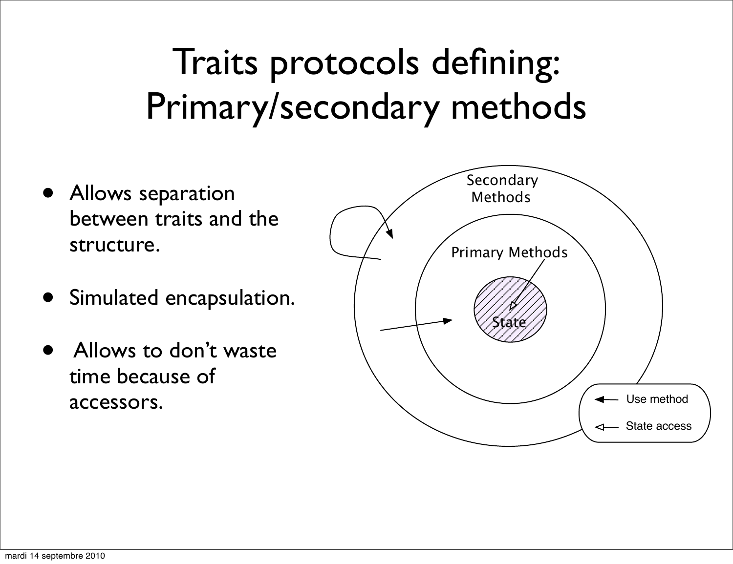# Traits protocols defining: Primary/secondary methods

- Allows separation between traits and the structure.
- Simulated encapsulation.
- Allows to don't waste time because of accessors.

Secondary Methods

Primary Methods

State

Use method

State access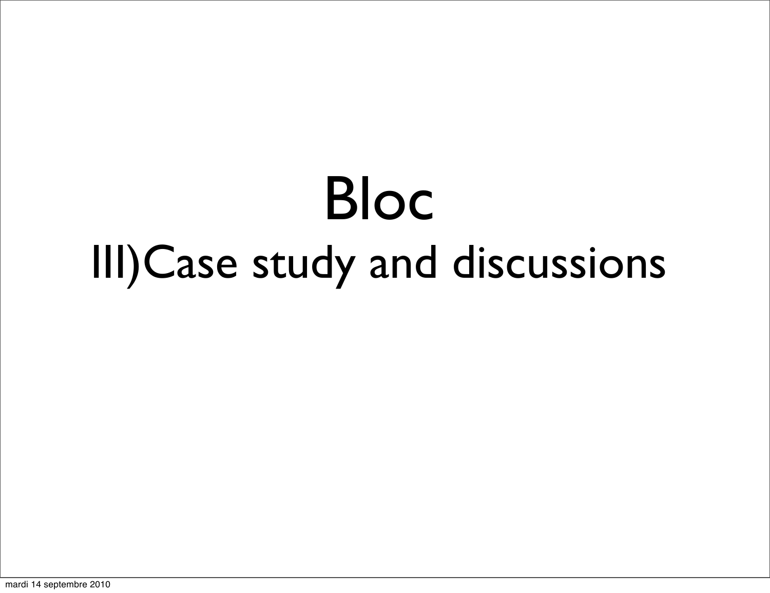# Bloc

## III)Case study and discussions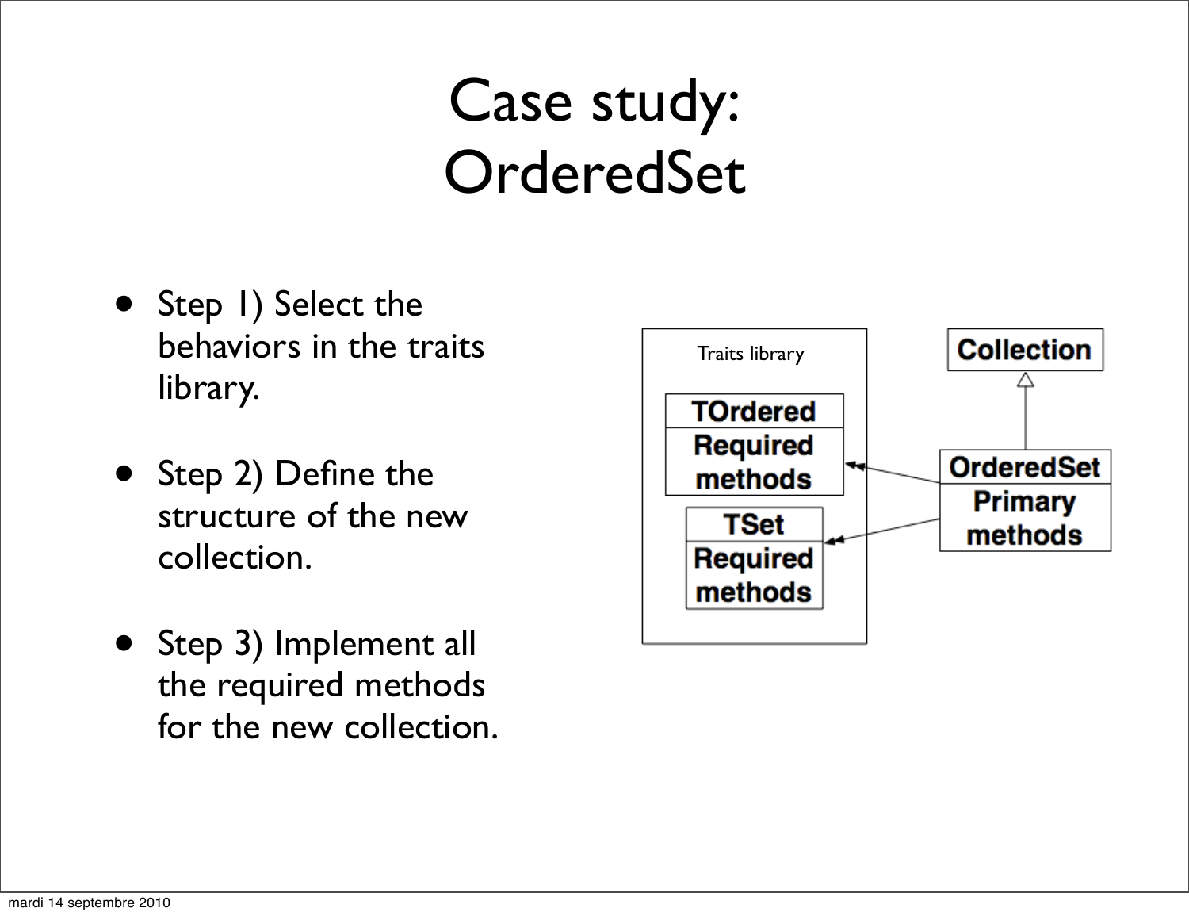# Case study: OrderedSet

- Step 1) Select the behaviors in the traits library.
- Step 2) Define the structure of the new collection.
- Step 3) Implement all the required methods for the new collection.

Traits library

**TOrdered**
**Required methods**

**TSet**
**Required methods**

**Collection**

**OrderedSet**
**Primary methods**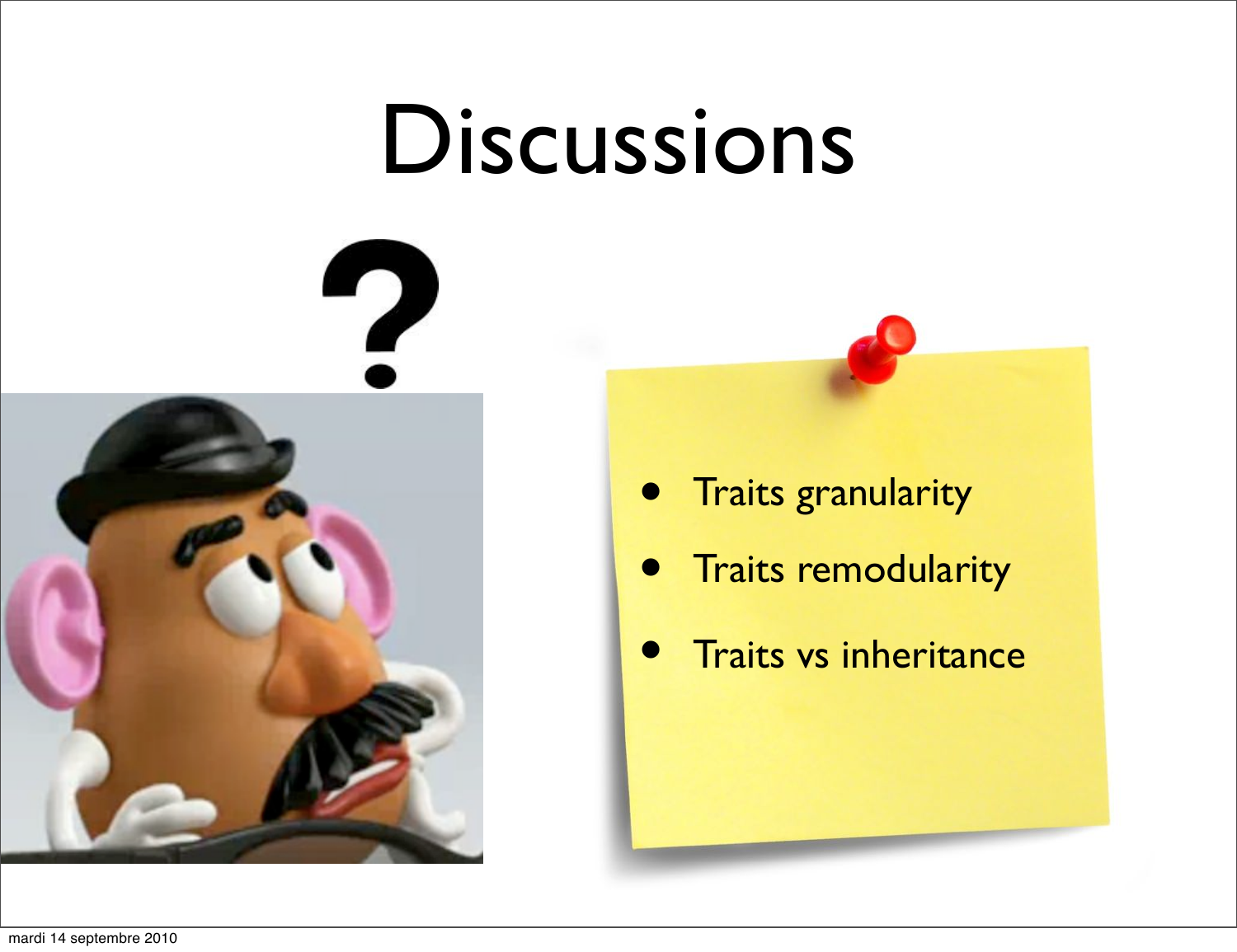# Discussions

- Traits granularity
- Traits remodularity
- Traits vs inheritance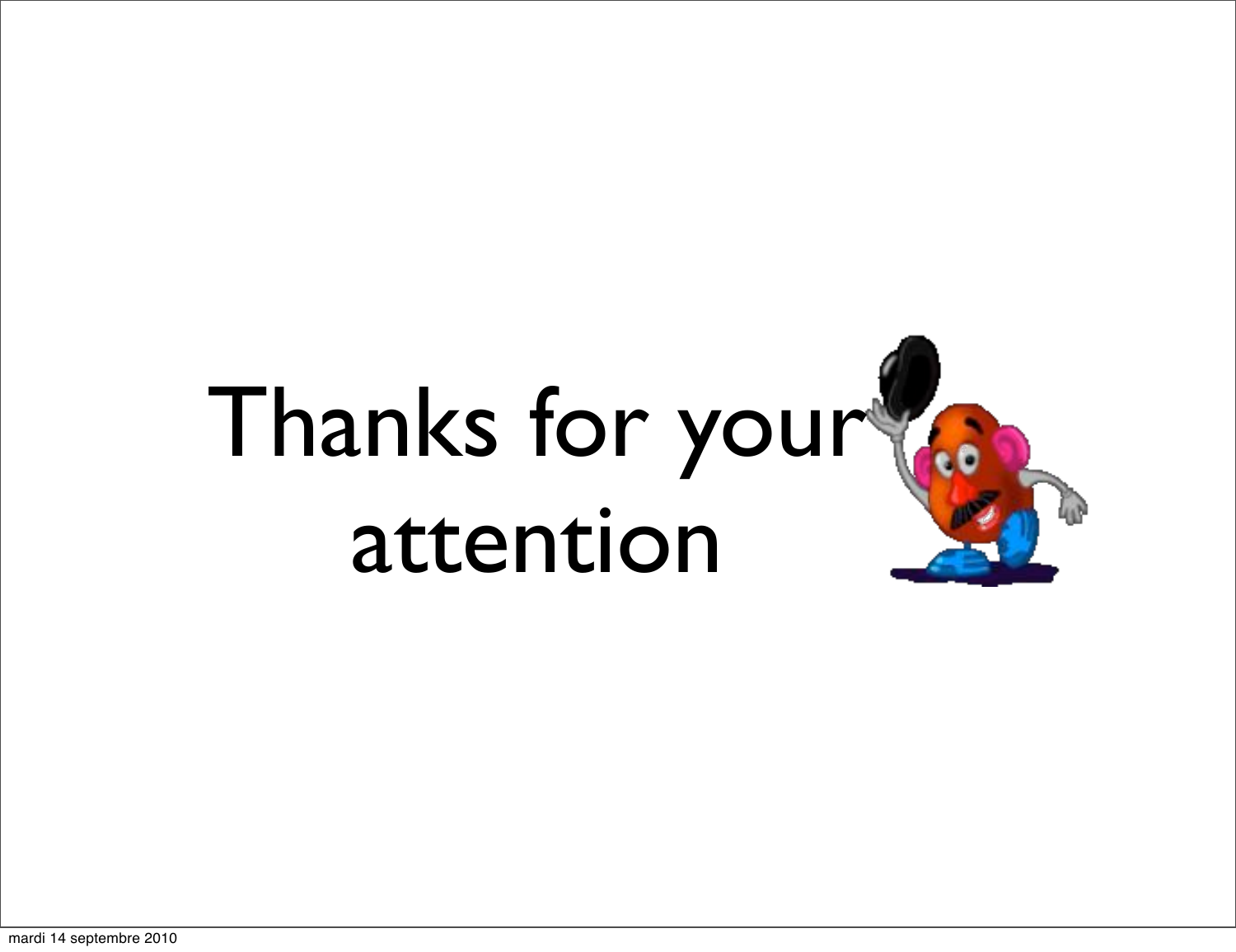Thanks for your attention